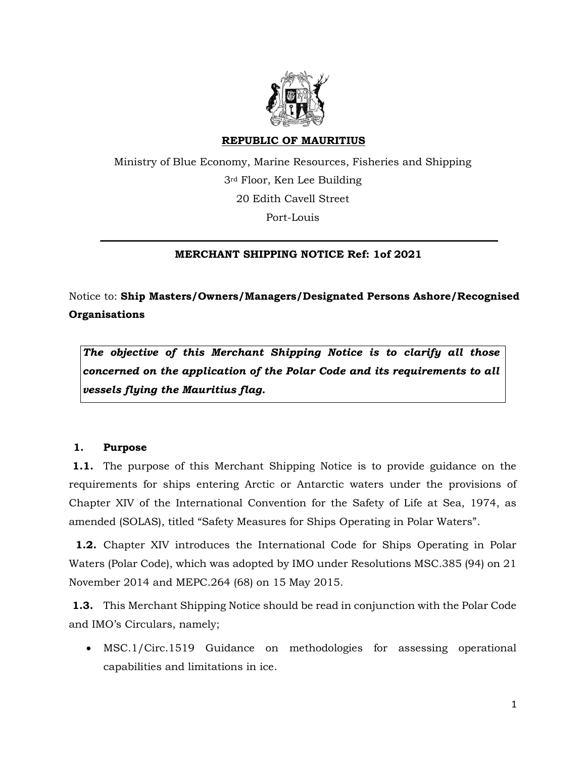**REPUBLIC OF MAURITIUS**

Ministry of Blue Economy, Marine Resources, Fisheries and Shipping

3rd Floor, Ken Lee Building

20 Edith Cavell Street

Port-Louis

---

**MERCHANT SHIPPING NOTICE Ref: 1of 2021**

Notice to: **Ship Masters/Owners/Managers/Designated Persons Ashore/Recognised Organisations**

> ***The objective of this Merchant Shipping Notice is to clarify all those concerned on the application of the Polar Code and its requirements to all vessels flying the Mauritius flag.***

## 1. Purpose

**1.1.** The purpose of this Merchant Shipping Notice is to provide guidance on the requirements for ships entering Arctic or Antarctic waters under the provisions of Chapter XIV of the International Convention for the Safety of Life at Sea, 1974, as amended (SOLAS), titled "Safety Measures for Ships Operating in Polar Waters".

**1.2.** Chapter XIV introduces the International Code for Ships Operating in Polar Waters (Polar Code), which was adopted by IMO under Resolutions MSC.385 (94) on 21 November 2014 and MEPC.264 (68) on 15 May 2015.

**1.3.** This Merchant Shipping Notice should be read in conjunction with the Polar Code and IMO's Circulars, namely;

- MSC.1/Circ.1519 Guidance on methodologies for assessing operational capabilities and limitations in ice.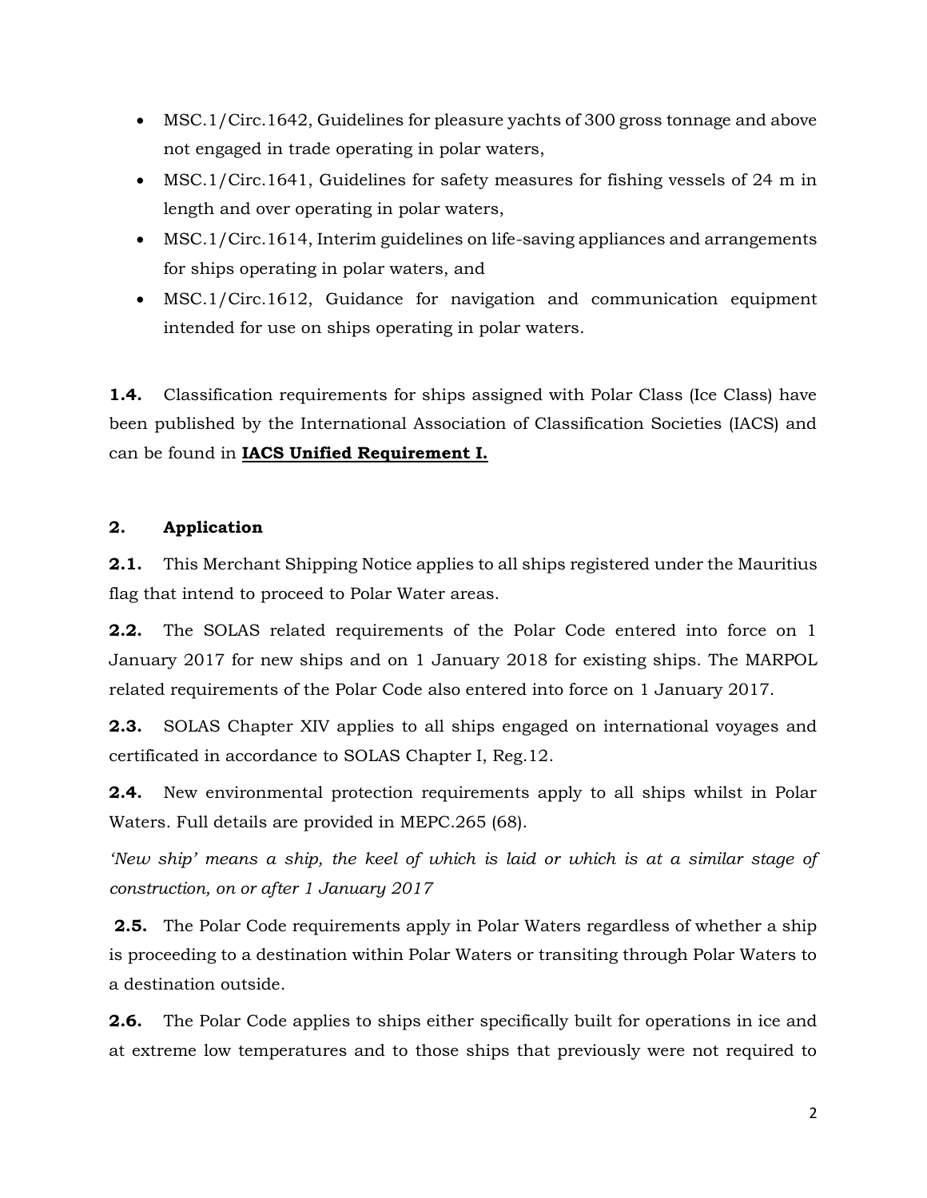- MSC.1/Circ.1642, Guidelines for pleasure yachts of 300 gross tonnage and above not engaged in trade operating in polar waters,
- MSC.1/Circ.1641, Guidelines for safety measures for fishing vessels of 24 m in length and over operating in polar waters,
- MSC.1/Circ.1614, Interim guidelines on life-saving appliances and arrangements for ships operating in polar waters, and
- MSC.1/Circ.1612, Guidance for navigation and communication equipment intended for use on ships operating in polar waters.

**1.4.** Classification requirements for ships assigned with Polar Class (Ice Class) have been published by the International Association of Classification Societies (IACS) and can be found in **IACS Unified Requirement I.**

## 2. Application

**2.1.** This Merchant Shipping Notice applies to all ships registered under the Mauritius flag that intend to proceed to Polar Water areas.

**2.2.** The SOLAS related requirements of the Polar Code entered into force on 1 January 2017 for new ships and on 1 January 2018 for existing ships. The MARPOL related requirements of the Polar Code also entered into force on 1 January 2017.

**2.3.** SOLAS Chapter XIV applies to all ships engaged on international voyages and certificated in accordance to SOLAS Chapter I, Reg.12.

**2.4.** New environmental protection requirements apply to all ships whilst in Polar Waters. Full details are provided in MEPC.265 (68).

*'New ship' means a ship, the keel of which is laid or which is at a similar stage of construction, on or after 1 January 2017*

**2.5.** The Polar Code requirements apply in Polar Waters regardless of whether a ship is proceeding to a destination within Polar Waters or transiting through Polar Waters to a destination outside.

**2.6.** The Polar Code applies to ships either specifically built for operations in ice and at extreme low temperatures and to those ships that previously were not required to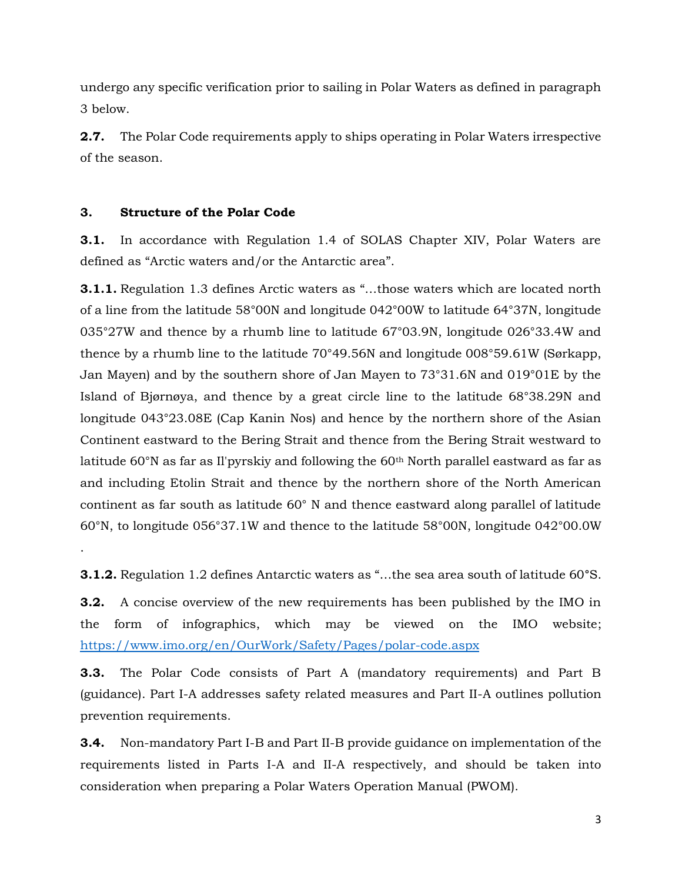undergo any specific verification prior to sailing in Polar Waters as defined in paragraph 3 below.

**2.7.** The Polar Code requirements apply to ships operating in Polar Waters irrespective of the season.

## 3. Structure of the Polar Code

**3.1.** In accordance with Regulation 1.4 of SOLAS Chapter XIV, Polar Waters are defined as "Arctic waters and/or the Antarctic area".

**3.1.1.** Regulation 1.3 defines Arctic waters as "…those waters which are located north of a line from the latitude 58°00N and longitude 042°00W to latitude 64°37N, longitude 035°27W and thence by a rhumb line to latitude 67°03.9N, longitude 026°33.4W and thence by a rhumb line to the latitude 70°49.56N and longitude 008°59.61W (Sørkapp, Jan Mayen) and by the southern shore of Jan Mayen to 73°31.6N and 019°01E by the Island of Bjørnøya, and thence by a great circle line to the latitude 68°38.29N and longitude 043°23.08E (Cap Kanin Nos) and hence by the northern shore of the Asian Continent eastward to the Bering Strait and thence from the Bering Strait westward to latitude 60°N as far as Il'pyrskiy and following the 60th North parallel eastward as far as and including Etolin Strait and thence by the northern shore of the North American continent as far south as latitude 60° N and thence eastward along parallel of latitude 60°N, to longitude 056°37.1W and thence to the latitude 58°00N, longitude 042°00.0W .

**3.1.2.** Regulation 1.2 defines Antarctic waters as "…the sea area south of latitude 60°S.

**3.2.** A concise overview of the new requirements has been published by the IMO in the form of infographics, which may be viewed on the IMO website; [https://www.imo.org/en/OurWork/Safety/Pages/polar-code.aspx](https://www.imo.org/en/OurWork/Safety/Pages/polar-code.aspx)

**3.3.** The Polar Code consists of Part A (mandatory requirements) and Part B (guidance). Part I-A addresses safety related measures and Part II-A outlines pollution prevention requirements.

**3.4.** Non-mandatory Part I-B and Part II-B provide guidance on implementation of the requirements listed in Parts I-A and II-A respectively, and should be taken into consideration when preparing a Polar Waters Operation Manual (PWOM).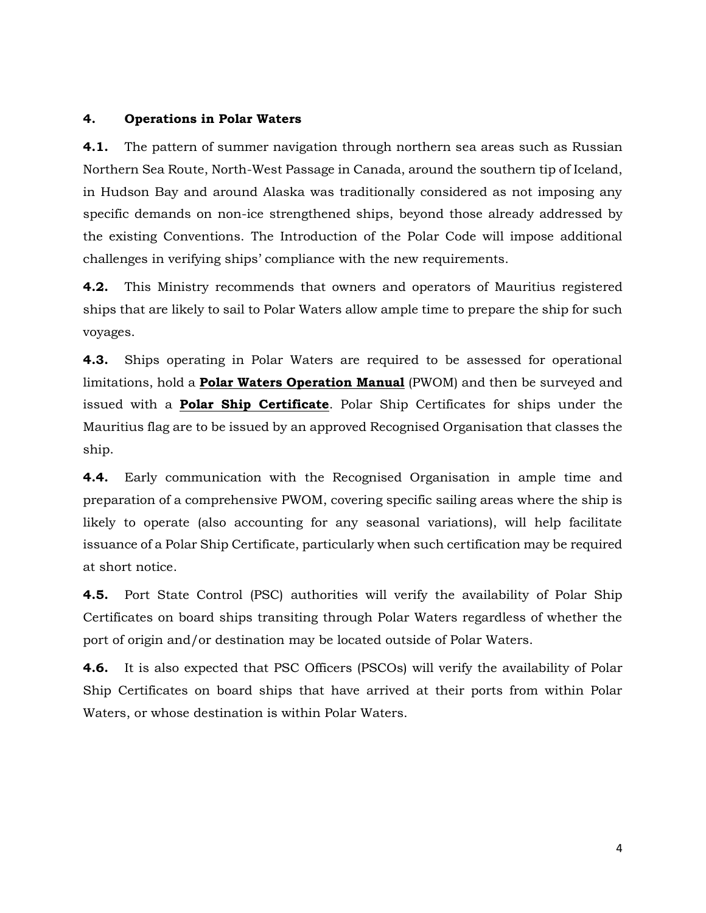## 4. Operations in Polar Waters

**4.1.** The pattern of summer navigation through northern sea areas such as Russian Northern Sea Route, North-West Passage in Canada, around the southern tip of Iceland, in Hudson Bay and around Alaska was traditionally considered as not imposing any specific demands on non-ice strengthened ships, beyond those already addressed by the existing Conventions. The Introduction of the Polar Code will impose additional challenges in verifying ships' compliance with the new requirements.

**4.2.** This Ministry recommends that owners and operators of Mauritius registered ships that are likely to sail to Polar Waters allow ample time to prepare the ship for such voyages.

**4.3.** Ships operating in Polar Waters are required to be assessed for operational limitations, hold a **Polar Waters Operation Manual** (PWOM) and then be surveyed and issued with a **Polar Ship Certificate**. Polar Ship Certificates for ships under the Mauritius flag are to be issued by an approved Recognised Organisation that classes the ship.

**4.4.** Early communication with the Recognised Organisation in ample time and preparation of a comprehensive PWOM, covering specific sailing areas where the ship is likely to operate (also accounting for any seasonal variations), will help facilitate issuance of a Polar Ship Certificate, particularly when such certification may be required at short notice.

**4.5.** Port State Control (PSC) authorities will verify the availability of Polar Ship Certificates on board ships transiting through Polar Waters regardless of whether the port of origin and/or destination may be located outside of Polar Waters.

**4.6.** It is also expected that PSC Officers (PSCOs) will verify the availability of Polar Ship Certificates on board ships that have arrived at their ports from within Polar Waters, or whose destination is within Polar Waters.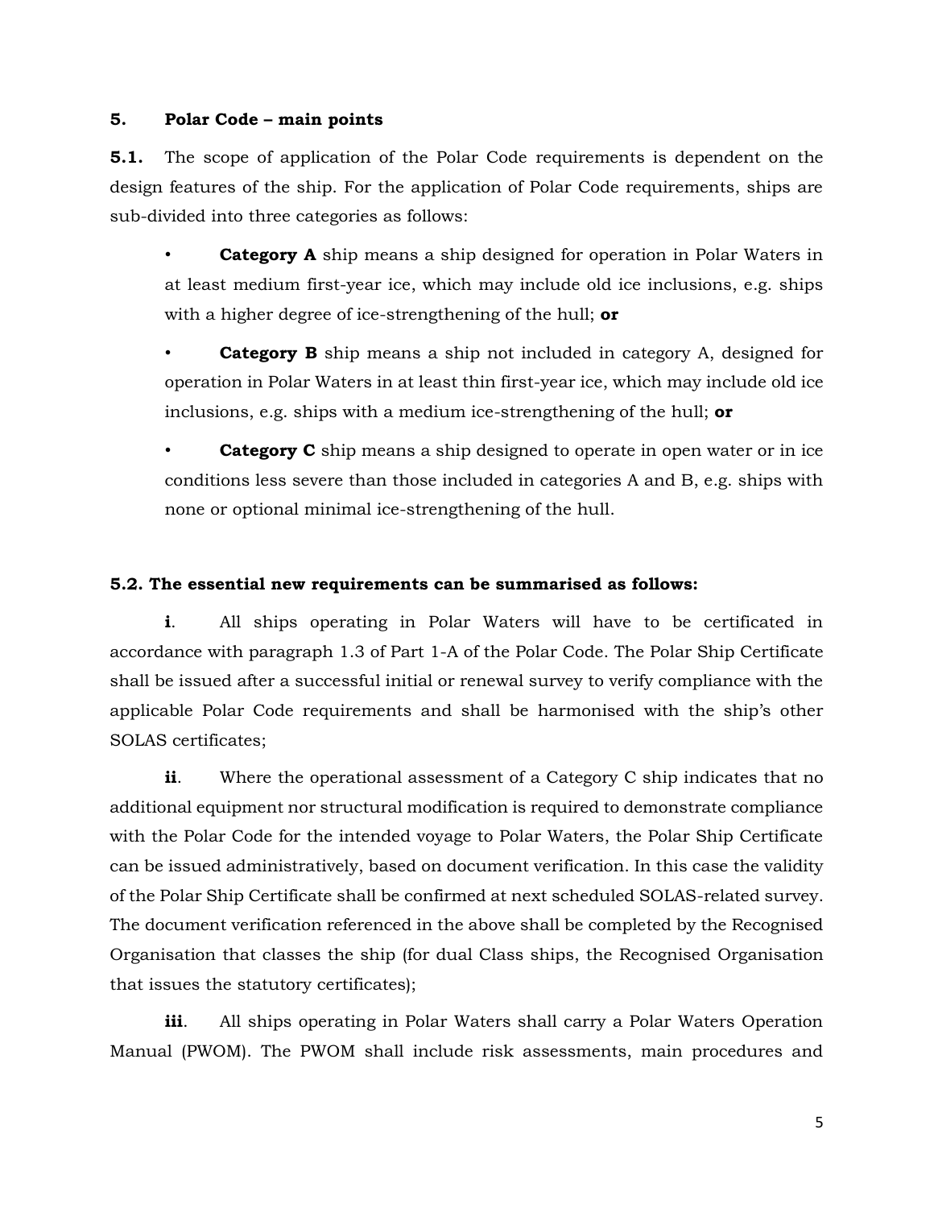## 5. Polar Code – main points

**5.1.** The scope of application of the Polar Code requirements is dependent on the design features of the ship. For the application of Polar Code requirements, ships are sub-divided into three categories as follows:

- **Category A** ship means a ship designed for operation in Polar Waters in at least medium first-year ice, which may include old ice inclusions, e.g. ships with a higher degree of ice-strengthening of the hull; **or**
- **Category B** ship means a ship not included in category A, designed for operation in Polar Waters in at least thin first-year ice, which may include old ice inclusions, e.g. ships with a medium ice-strengthening of the hull; **or**
- **Category C** ship means a ship designed to operate in open water or in ice conditions less severe than those included in categories A and B, e.g. ships with none or optional minimal ice-strengthening of the hull.

**5.2. The essential new requirements can be summarised as follows:**

**i**. All ships operating in Polar Waters will have to be certificated in accordance with paragraph 1.3 of Part 1-A of the Polar Code. The Polar Ship Certificate shall be issued after a successful initial or renewal survey to verify compliance with the applicable Polar Code requirements and shall be harmonised with the ship's other SOLAS certificates;

**ii**. Where the operational assessment of a Category C ship indicates that no additional equipment nor structural modification is required to demonstrate compliance with the Polar Code for the intended voyage to Polar Waters, the Polar Ship Certificate can be issued administratively, based on document verification. In this case the validity of the Polar Ship Certificate shall be confirmed at next scheduled SOLAS-related survey. The document verification referenced in the above shall be completed by the Recognised Organisation that classes the ship (for dual Class ships, the Recognised Organisation that issues the statutory certificates);

**iii**. All ships operating in Polar Waters shall carry a Polar Waters Operation Manual (PWOM). The PWOM shall include risk assessments, main procedures and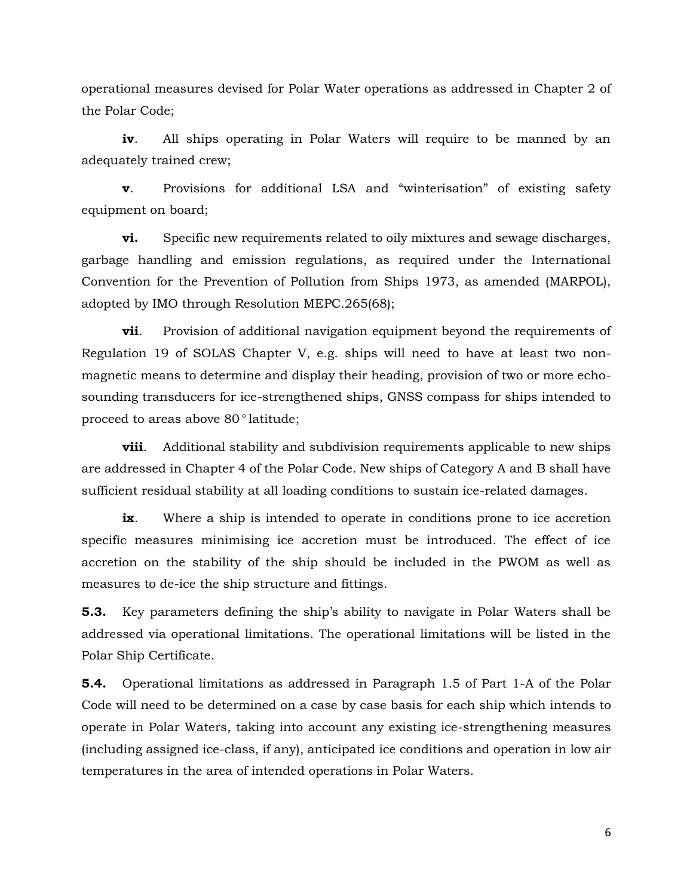operational measures devised for Polar Water operations as addressed in Chapter 2 of the Polar Code;

**iv**. All ships operating in Polar Waters will require to be manned by an adequately trained crew;

**v**. Provisions for additional LSA and “winterisation” of existing safety equipment on board;

**vi.** Specific new requirements related to oily mixtures and sewage discharges, garbage handling and emission regulations, as required under the International Convention for the Prevention of Pollution from Ships 1973, as amended (MARPOL), adopted by IMO through Resolution MEPC.265(68);

**vii**. Provision of additional navigation equipment beyond the requirements of Regulation 19 of SOLAS Chapter V, e.g. ships will need to have at least two non-magnetic means to determine and display their heading, provision of two or more echo-sounding transducers for ice-strengthened ships, GNSS compass for ships intended to proceed to areas above 80° latitude;

**viii**. Additional stability and subdivision requirements applicable to new ships are addressed in Chapter 4 of the Polar Code. New ships of Category A and B shall have sufficient residual stability at all loading conditions to sustain ice-related damages.

**ix**. Where a ship is intended to operate in conditions prone to ice accretion specific measures minimising ice accretion must be introduced. The effect of ice accretion on the stability of the ship should be included in the PWOM as well as measures to de-ice the ship structure and fittings.

**5.3.** Key parameters defining the ship’s ability to navigate in Polar Waters shall be addressed via operational limitations. The operational limitations will be listed in the Polar Ship Certificate.

**5.4.** Operational limitations as addressed in Paragraph 1.5 of Part 1-A of the Polar Code will need to be determined on a case by case basis for each ship which intends to operate in Polar Waters, taking into account any existing ice-strengthening measures (including assigned ice-class, if any), anticipated ice conditions and operation in low air temperatures in the area of intended operations in Polar Waters.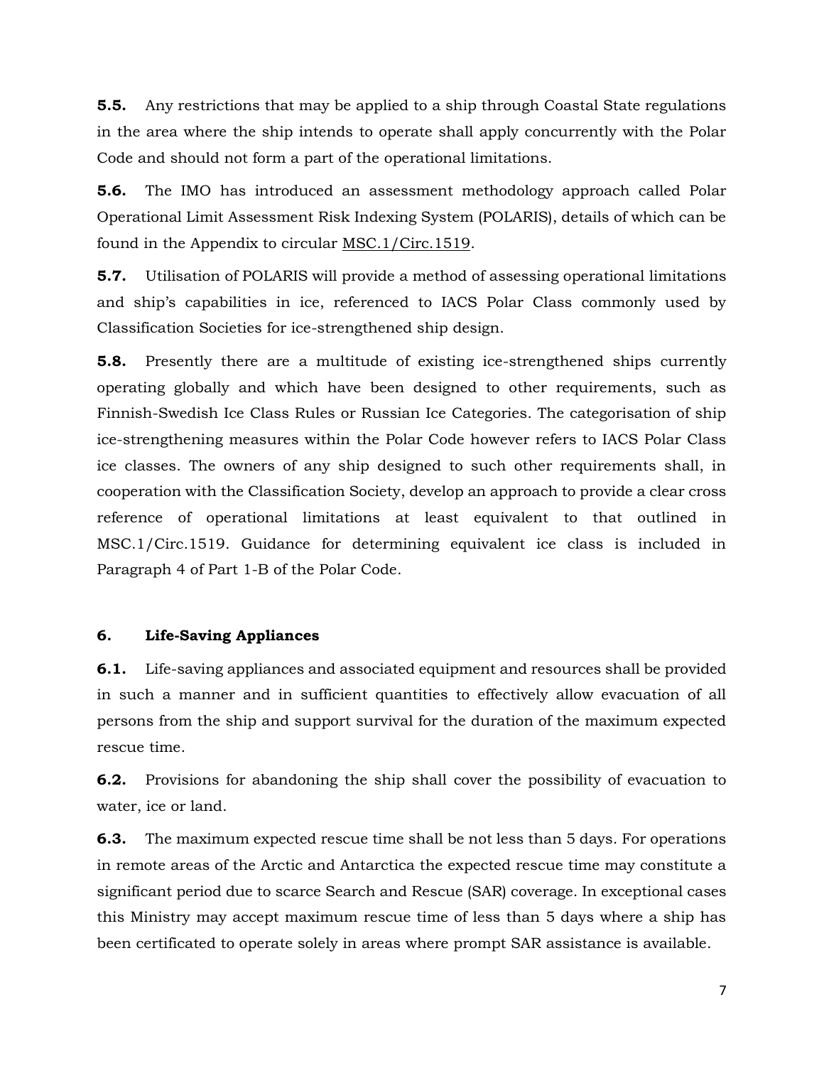**5.5.** Any restrictions that may be applied to a ship through Coastal State regulations in the area where the ship intends to operate shall apply concurrently with the Polar Code and should not form a part of the operational limitations.

**5.6.** The IMO has introduced an assessment methodology approach called Polar Operational Limit Assessment Risk Indexing System (POLARIS), details of which can be found in the Appendix to circular MSC.1/Circ.1519.

**5.7.** Utilisation of POLARIS will provide a method of assessing operational limitations and ship's capabilities in ice, referenced to IACS Polar Class commonly used by Classification Societies for ice-strengthened ship design.

**5.8.** Presently there are a multitude of existing ice-strengthened ships currently operating globally and which have been designed to other requirements, such as Finnish-Swedish Ice Class Rules or Russian Ice Categories. The categorisation of ship ice-strengthening measures within the Polar Code however refers to IACS Polar Class ice classes. The owners of any ship designed to such other requirements shall, in cooperation with the Classification Society, develop an approach to provide a clear cross reference of operational limitations at least equivalent to that outlined in MSC.1/Circ.1519. Guidance for determining equivalent ice class is included in Paragraph 4 of Part 1-B of the Polar Code.

## 6. Life-Saving Appliances

**6.1.** Life-saving appliances and associated equipment and resources shall be provided in such a manner and in sufficient quantities to effectively allow evacuation of all persons from the ship and support survival for the duration of the maximum expected rescue time.

**6.2.** Provisions for abandoning the ship shall cover the possibility of evacuation to water, ice or land.

**6.3.** The maximum expected rescue time shall be not less than 5 days. For operations in remote areas of the Arctic and Antarctica the expected rescue time may constitute a significant period due to scarce Search and Rescue (SAR) coverage. In exceptional cases this Ministry may accept maximum rescue time of less than 5 days where a ship has been certificated to operate solely in areas where prompt SAR assistance is available.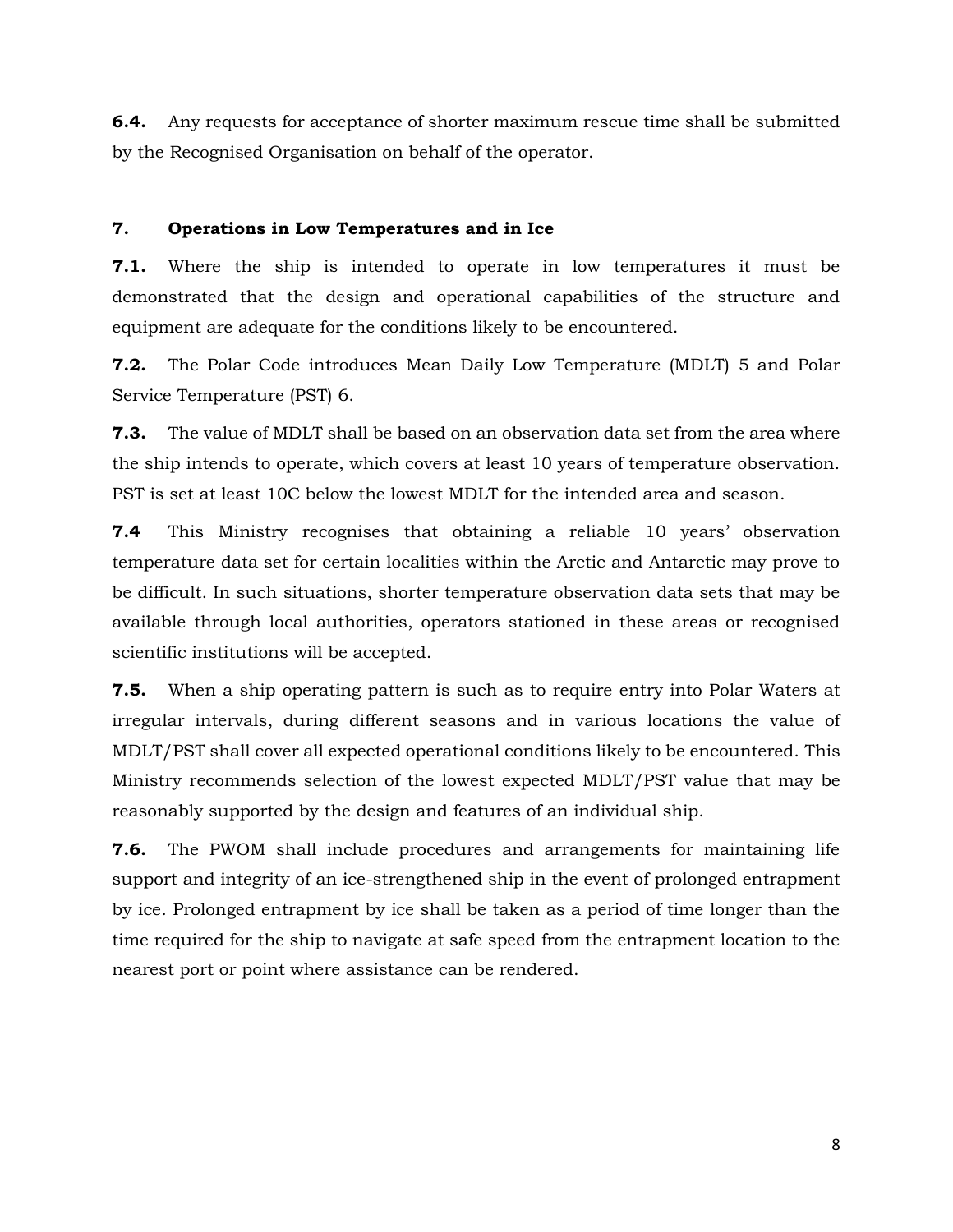**6.4.** Any requests for acceptance of shorter maximum rescue time shall be submitted by the Recognised Organisation on behalf of the operator.

## 7. Operations in Low Temperatures and in Ice

**7.1.** Where the ship is intended to operate in low temperatures it must be demonstrated that the design and operational capabilities of the structure and equipment are adequate for the conditions likely to be encountered.

**7.2.** The Polar Code introduces Mean Daily Low Temperature (MDLT) 5 and Polar Service Temperature (PST) 6.

**7.3.** The value of MDLT shall be based on an observation data set from the area where the ship intends to operate, which covers at least 10 years of temperature observation. PST is set at least 10C below the lowest MDLT for the intended area and season.

**7.4** This Ministry recognises that obtaining a reliable 10 years' observation temperature data set for certain localities within the Arctic and Antarctic may prove to be difficult. In such situations, shorter temperature observation data sets that may be available through local authorities, operators stationed in these areas or recognised scientific institutions will be accepted.

**7.5.** When a ship operating pattern is such as to require entry into Polar Waters at irregular intervals, during different seasons and in various locations the value of MDLT/PST shall cover all expected operational conditions likely to be encountered. This Ministry recommends selection of the lowest expected MDLT/PST value that may be reasonably supported by the design and features of an individual ship.

**7.6.** The PWOM shall include procedures and arrangements for maintaining life support and integrity of an ice-strengthened ship in the event of prolonged entrapment by ice. Prolonged entrapment by ice shall be taken as a period of time longer than the time required for the ship to navigate at safe speed from the entrapment location to the nearest port or point where assistance can be rendered.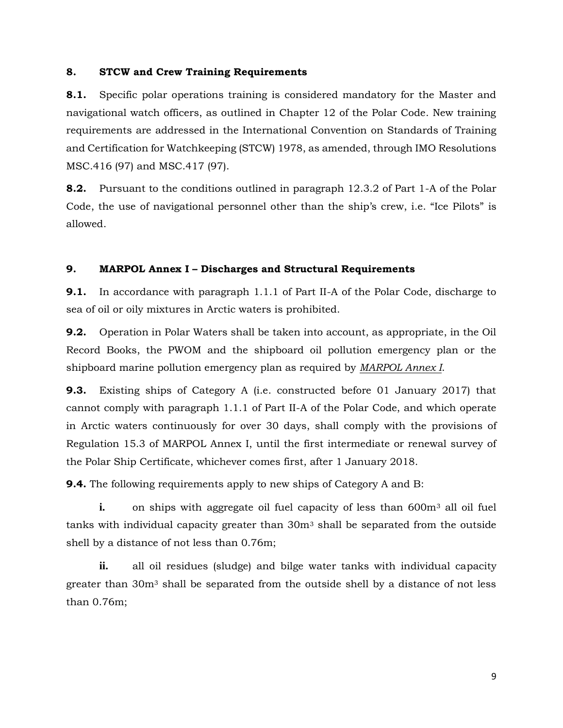## 8. STCW and Crew Training Requirements

**8.1.** Specific polar operations training is considered mandatory for the Master and navigational watch officers, as outlined in Chapter 12 of the Polar Code. New training requirements are addressed in the International Convention on Standards of Training and Certification for Watchkeeping (STCW) 1978, as amended, through IMO Resolutions MSC.416 (97) and MSC.417 (97).

**8.2.** Pursuant to the conditions outlined in paragraph 12.3.2 of Part 1-A of the Polar Code, the use of navigational personnel other than the ship's crew, i.e. "Ice Pilots" is allowed.

## 9. MARPOL Annex I – Discharges and Structural Requirements

**9.1.** In accordance with paragraph 1.1.1 of Part II-A of the Polar Code, discharge to sea of oil or oily mixtures in Arctic waters is prohibited.

**9.2.** Operation in Polar Waters shall be taken into account, as appropriate, in the Oil Record Books, the PWOM and the shipboard oil pollution emergency plan or the shipboard marine pollution emergency plan as required by *MARPOL Annex I*.

**9.3.** Existing ships of Category A (i.e. constructed before 01 January 2017) that cannot comply with paragraph 1.1.1 of Part II-A of the Polar Code, and which operate in Arctic waters continuously for over 30 days, shall comply with the provisions of Regulation 15.3 of MARPOL Annex I, until the first intermediate or renewal survey of the Polar Ship Certificate, whichever comes first, after 1 January 2018.

**9.4.** The following requirements apply to new ships of Category A and B:

**i.** on ships with aggregate oil fuel capacity of less than $600m^3$ all oil fuel tanks with individual capacity greater than $30m^3$ shall be separated from the outside shell by a distance of not less than 0.76m;

**ii.** all oil residues (sludge) and bilge water tanks with individual capacity greater than $30m^3$ shall be separated from the outside shell by a distance of not less than 0.76m;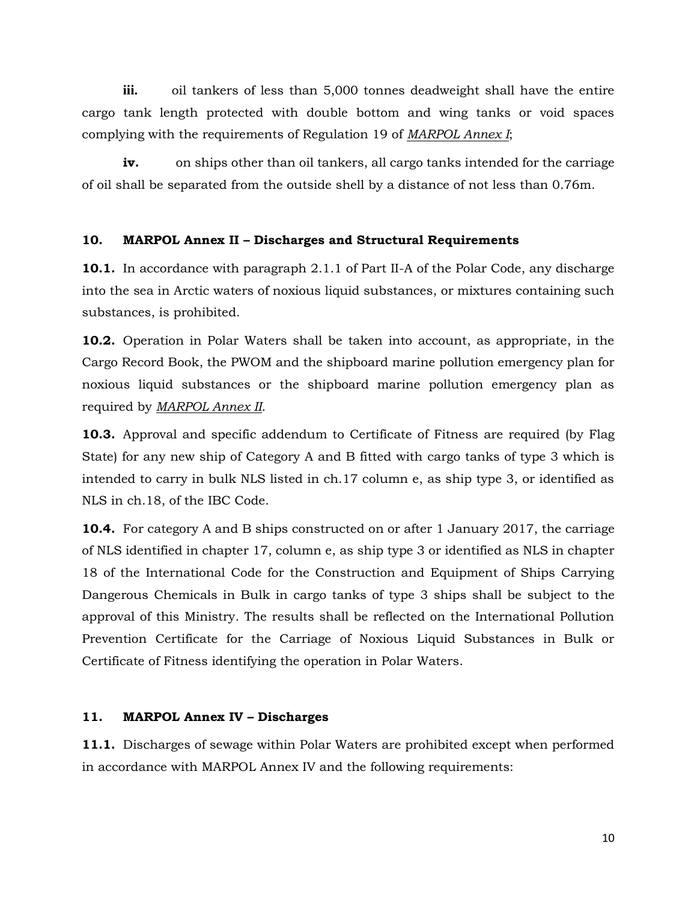**iii.** oil tankers of less than 5,000 tonnes deadweight shall have the entire cargo tank length protected with double bottom and wing tanks or void spaces complying with the requirements of Regulation 19 of *MARPOL Annex I*;

**iv.** on ships other than oil tankers, all cargo tanks intended for the carriage of oil shall be separated from the outside shell by a distance of not less than 0.76m.

## 10. MARPOL Annex II – Discharges and Structural Requirements

**10.1.** In accordance with paragraph 2.1.1 of Part II-A of the Polar Code, any discharge into the sea in Arctic waters of noxious liquid substances, or mixtures containing such substances, is prohibited.

**10.2.** Operation in Polar Waters shall be taken into account, as appropriate, in the Cargo Record Book, the PWOM and the shipboard marine pollution emergency plan for noxious liquid substances or the shipboard marine pollution emergency plan as required by *MARPOL Annex II*.

**10.3.** Approval and specific addendum to Certificate of Fitness are required (by Flag State) for any new ship of Category A and B fitted with cargo tanks of type 3 which is intended to carry in bulk NLS listed in ch.17 column e, as ship type 3, or identified as NLS in ch.18, of the IBC Code.

**10.4.** For category A and B ships constructed on or after 1 January 2017, the carriage of NLS identified in chapter 17, column e, as ship type 3 or identified as NLS in chapter 18 of the International Code for the Construction and Equipment of Ships Carrying Dangerous Chemicals in Bulk in cargo tanks of type 3 ships shall be subject to the approval of this Ministry. The results shall be reflected on the International Pollution Prevention Certificate for the Carriage of Noxious Liquid Substances in Bulk or Certificate of Fitness identifying the operation in Polar Waters.

## 11. MARPOL Annex IV – Discharges

**11.1.** Discharges of sewage within Polar Waters are prohibited except when performed in accordance with MARPOL Annex IV and the following requirements: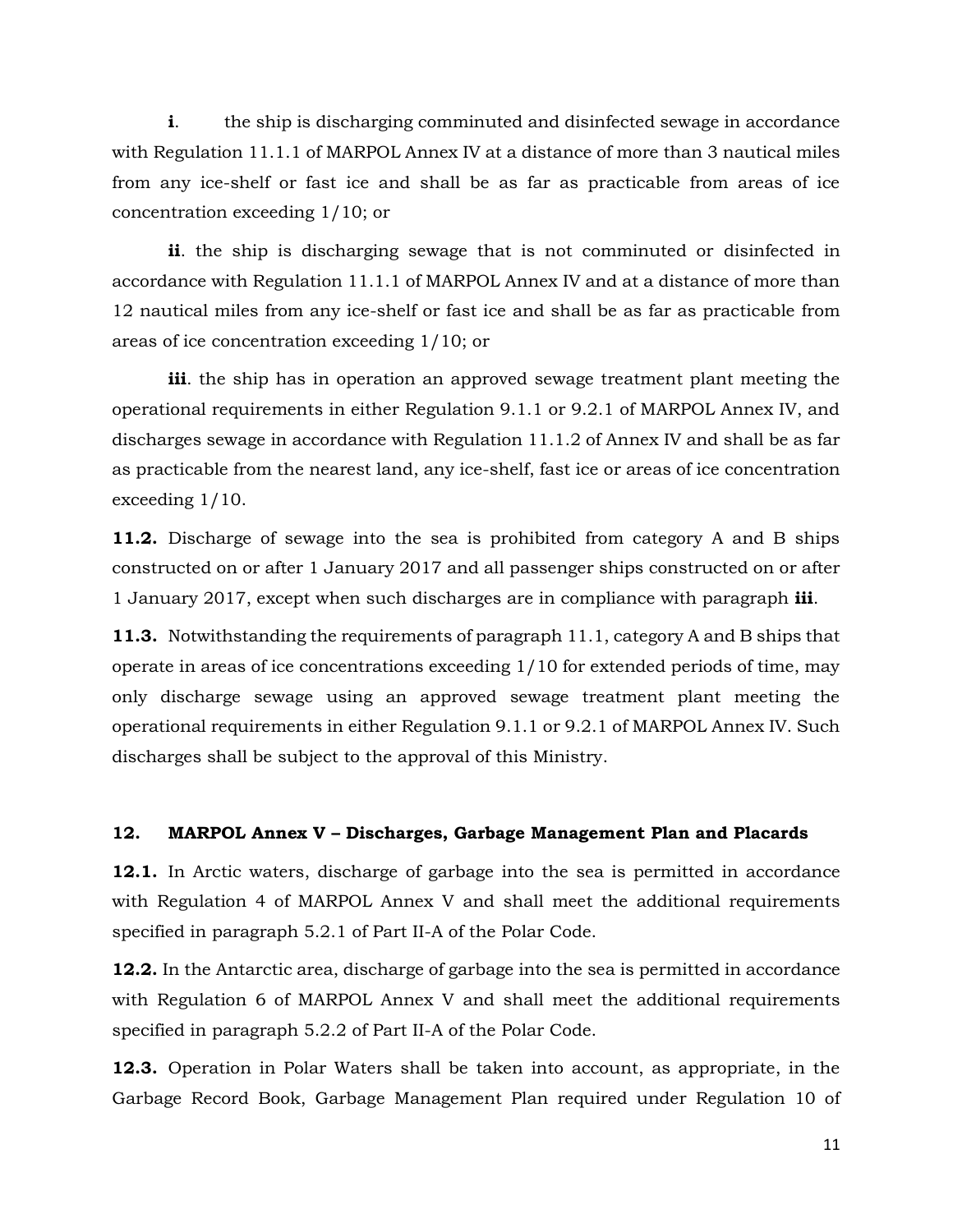**i**. the ship is discharging comminuted and disinfected sewage in accordance with Regulation 11.1.1 of MARPOL Annex IV at a distance of more than 3 nautical miles from any ice-shelf or fast ice and shall be as far as practicable from areas of ice concentration exceeding 1/10; or

**ii**. the ship is discharging sewage that is not comminuted or disinfected in accordance with Regulation 11.1.1 of MARPOL Annex IV and at a distance of more than 12 nautical miles from any ice-shelf or fast ice and shall be as far as practicable from areas of ice concentration exceeding 1/10; or

**iii**. the ship has in operation an approved sewage treatment plant meeting the operational requirements in either Regulation 9.1.1 or 9.2.1 of MARPOL Annex IV, and discharges sewage in accordance with Regulation 11.1.2 of Annex IV and shall be as far as practicable from the nearest land, any ice-shelf, fast ice or areas of ice concentration exceeding 1/10.

**11.2.** Discharge of sewage into the sea is prohibited from category A and B ships constructed on or after 1 January 2017 and all passenger ships constructed on or after 1 January 2017, except when such discharges are in compliance with paragraph **iii**.

**11.3.** Notwithstanding the requirements of paragraph 11.1, category A and B ships that operate in areas of ice concentrations exceeding 1/10 for extended periods of time, may only discharge sewage using an approved sewage treatment plant meeting the operational requirements in either Regulation 9.1.1 or 9.2.1 of MARPOL Annex IV. Such discharges shall be subject to the approval of this Ministry.

## 12. MARPOL Annex V – Discharges, Garbage Management Plan and Placards

**12.1.** In Arctic waters, discharge of garbage into the sea is permitted in accordance with Regulation 4 of MARPOL Annex V and shall meet the additional requirements specified in paragraph 5.2.1 of Part II-A of the Polar Code.

**12.2.** In the Antarctic area, discharge of garbage into the sea is permitted in accordance with Regulation 6 of MARPOL Annex V and shall meet the additional requirements specified in paragraph 5.2.2 of Part II-A of the Polar Code.

**12.3.** Operation in Polar Waters shall be taken into account, as appropriate, in the Garbage Record Book, Garbage Management Plan required under Regulation 10 of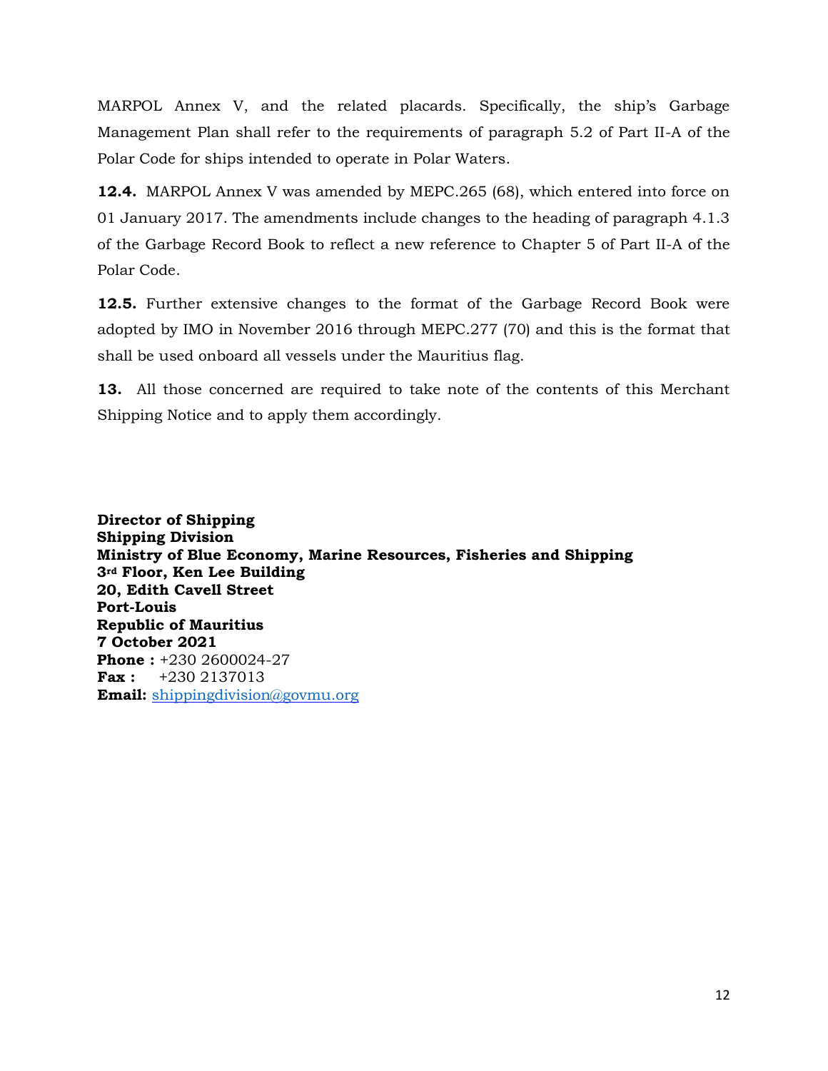MARPOL Annex V, and the related placards. Specifically, the ship's Garbage Management Plan shall refer to the requirements of paragraph 5.2 of Part II-A of the Polar Code for ships intended to operate in Polar Waters.

**12.4.** MARPOL Annex V was amended by MEPC.265 (68), which entered into force on 01 January 2017. The amendments include changes to the heading of paragraph 4.1.3 of the Garbage Record Book to reflect a new reference to Chapter 5 of Part II-A of the Polar Code.

**12.5.** Further extensive changes to the format of the Garbage Record Book were adopted by IMO in November 2016 through MEPC.277 (70) and this is the format that shall be used onboard all vessels under the Mauritius flag.

**13.** All those concerned are required to take note of the contents of this Merchant Shipping Notice and to apply them accordingly.

**Director of Shipping**
**Shipping Division**
**Ministry of Blue Economy, Marine Resources, Fisheries and Shipping**
**3rd Floor, Ken Lee Building**
**20, Edith Cavell Street**
**Port-Louis**
**Republic of Mauritius**
**7 October 2021**
**Phone :** +230 2600024-27
**Fax :** +230 2137013
**Email:** shippingdivision@govmu.org